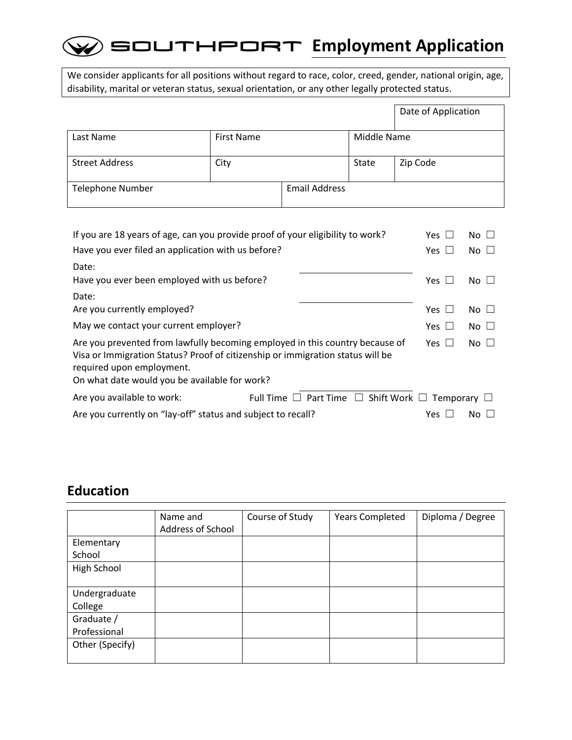# SOUTHPORT Employment Application

We consider applicants for all positions without regard to race, color, creed, gender, national origin, age, disability, marital or veteran status, sexual orientation, or any other legally protected status.

| | | | Date of Application |
|---|---|---|---|
| Last Name | First Name | Middle Name | |
| Street Address | City | State | Zip Code |
| Telephone Number | Email Address | | |

If you are 18 years of age, can you provide proof of your eligibility to work? Yes ☐ No ☐

Have you ever filed an application with us before? Yes ☐ No ☐

Date: ______________________

Have you ever been employed with us before? Yes ☐ No ☐

Date: ______________________

Are you currently employed? Yes ☐ No ☐

May we contact your current employer? Yes ☐ No ☐

Are you prevented from lawfully becoming employed in this country because of Visa or Immigration Status? Proof of citizenship or immigration status will be required upon employment. Yes ☐ No ☐

On what date would you be available for work? ______________________

Are you available to work: Full Time ☐ Part Time ☐ Shift Work ☐ Temporary ☐

Are you currently on "lay-off" status and subject to recall? Yes ☐ No ☐

## Education

| | Name and Address of School | Course of Study | Years Completed | Diploma / Degree |
|---|---|---|---|---|
| Elementary School | | | | |
| High School | | | | |
| Undergraduate College | | | | |
| Graduate / Professional | | | | |
| Other (Specify) | | | | |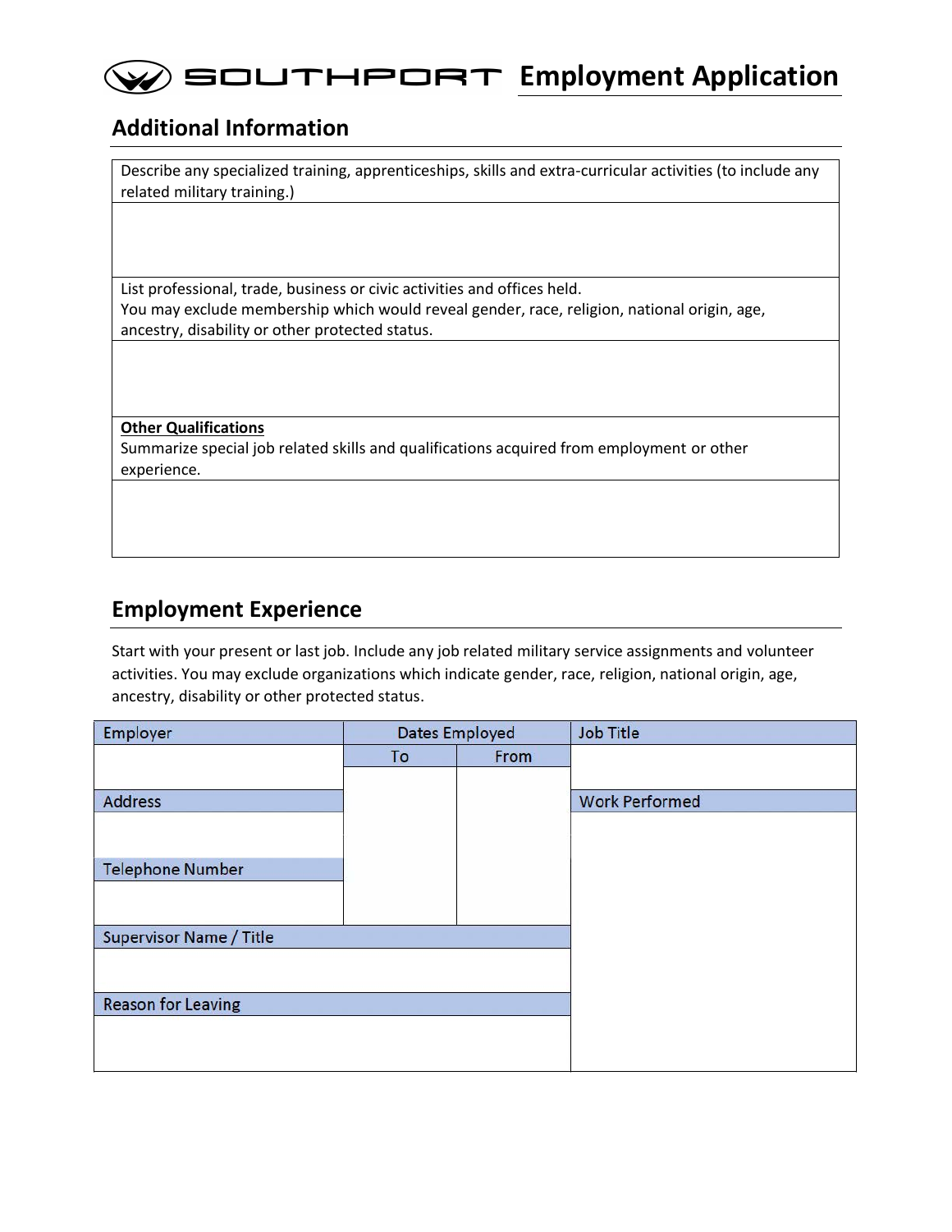# SOUTHPORT Employment Application

## Additional Information

| Describe any specialized training, apprenticeships, skills and extra-curricular activities (to include any related military training.) |
| --- |
| |
| List professional, trade, business or civic activities and offices held.<br>You may exclude membership which would reveal gender, race, religion, national origin, age, ancestry, disability or other protected status. |
| |
| **Other Qualifications**<br>Summarize special job related skills and qualifications acquired from employment or other experience. |
| |

## Employment Experience

Start with your present or last job. Include any job related military service assignments and volunteer activities. You may exclude organizations which indicate gender, race, religion, national origin, age, ancestry, disability or other protected status.

| Employer | Dates Employed | | Job Title |
| --- | --- | --- | --- |
| | To | From | |
| Address | | | Work Performed |
| | | | |
| Telephone Number | | | |
| | | | |
| Supervisor Name / Title | | | |
| | | | |
| Reason for Leaving | | | |
| | | | |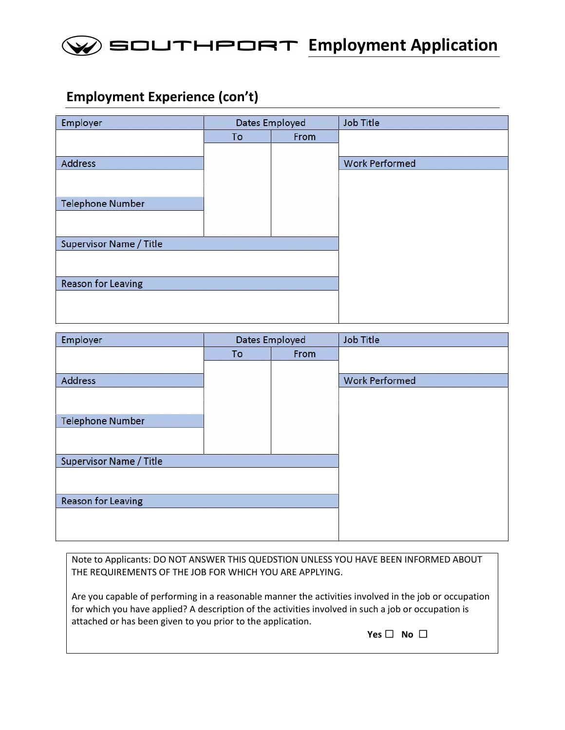# SOUTHPORT Employment Application

## Employment Experience (con't)

| Employer | Dates Employed | | Job Title |
|---|---|---|---|
| | To | From | |
| Address | | | Work Performed |
| | | | |
| Telephone Number | | | |
| | | | |
| Supervisor Name / Title | | | |
| | | | |
| Reason for Leaving | | | |
| | | | |

| Employer | Dates Employed | | Job Title |
|---|---|---|---|
| | To | From | |
| Address | | | Work Performed |
| | | | |
| Telephone Number | | | |
| | | | |
| Supervisor Name / Title | | | |
| | | | |
| Reason for Leaving | | | |
| | | | |

Note to Applicants: DO NOT ANSWER THIS QUEDSTION UNLESS YOU HAVE BEEN INFORMED ABOUT THE REQUIREMENTS OF THE JOB FOR WHICH YOU ARE APPLYING.

Are you capable of performing in a reasonable manner the activities involved in the job or occupation for which you have applied? A description of the activities involved in such a job or occupation is attached or has been given to you prior to the application.

**Yes** ☐ **No** ☐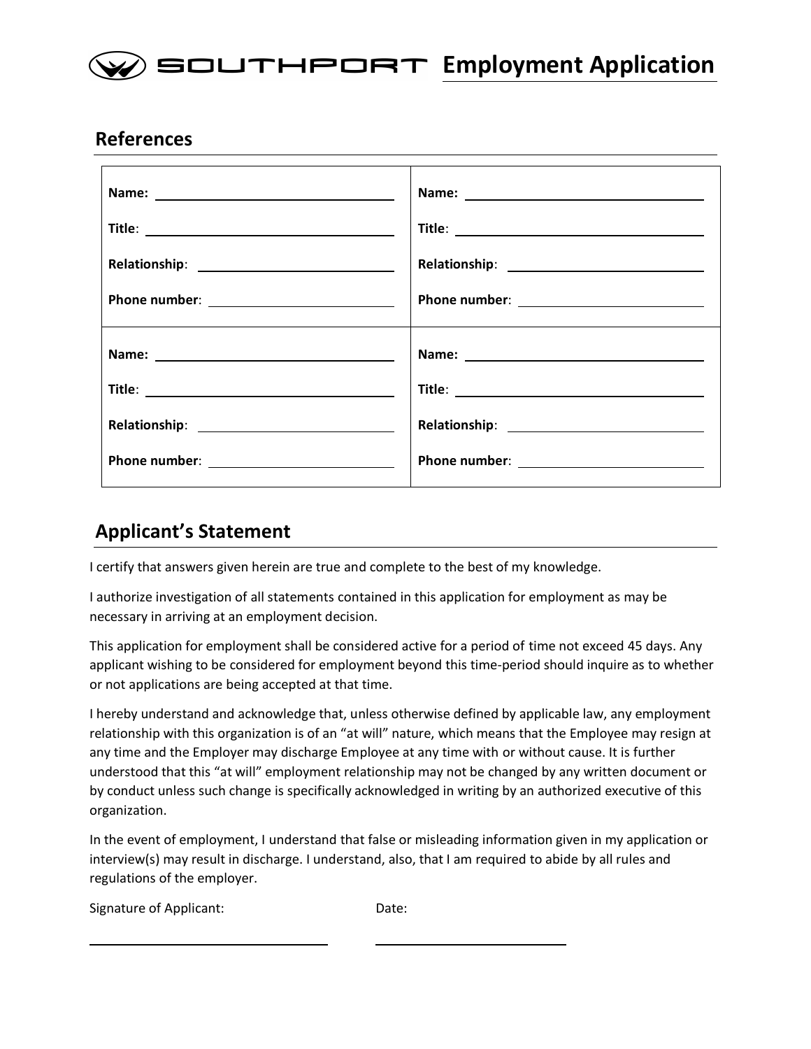# SOUTHPORT Employment Application

## References

| | |
|---|---|
| **Name:** ______________________ | **Name:** ______________________ |
| **Title**: ______________________ | **Title**: ______________________ |
| **Relationship**: ______________________ | **Relationship**: ______________________ |
| **Phone number**: ______________________ | **Phone number**: ______________________ |
| **Name:** ______________________ | **Name:** ______________________ |
| **Title**: ______________________ | **Title**: ______________________ |
| **Relationship**: ______________________ | **Relationship**: ______________________ |
| **Phone number**: ______________________ | **Phone number**: ______________________ |

## Applicant's Statement

I certify that answers given herein are true and complete to the best of my knowledge.

I authorize investigation of all statements contained in this application for employment as may be necessary in arriving at an employment decision.

This application for employment shall be considered active for a period of time not exceed 45 days. Any applicant wishing to be considered for employment beyond this time-period should inquire as to whether or not applications are being accepted at that time.

I hereby understand and acknowledge that, unless otherwise defined by applicable law, any employment relationship with this organization is of an "at will" nature, which means that the Employee may resign at any time and the Employer may discharge Employee at any time with or without cause. It is further understood that this "at will" employment relationship may not be changed by any written document or by conduct unless such change is specifically acknowledged in writing by an authorized executive of this organization.

In the event of employment, I understand that false or misleading information given in my application or interview(s) may result in discharge. I understand, also, that I am required to abide by all rules and regulations of the employer.

Signature of Applicant: ______________________ Date: ______________________